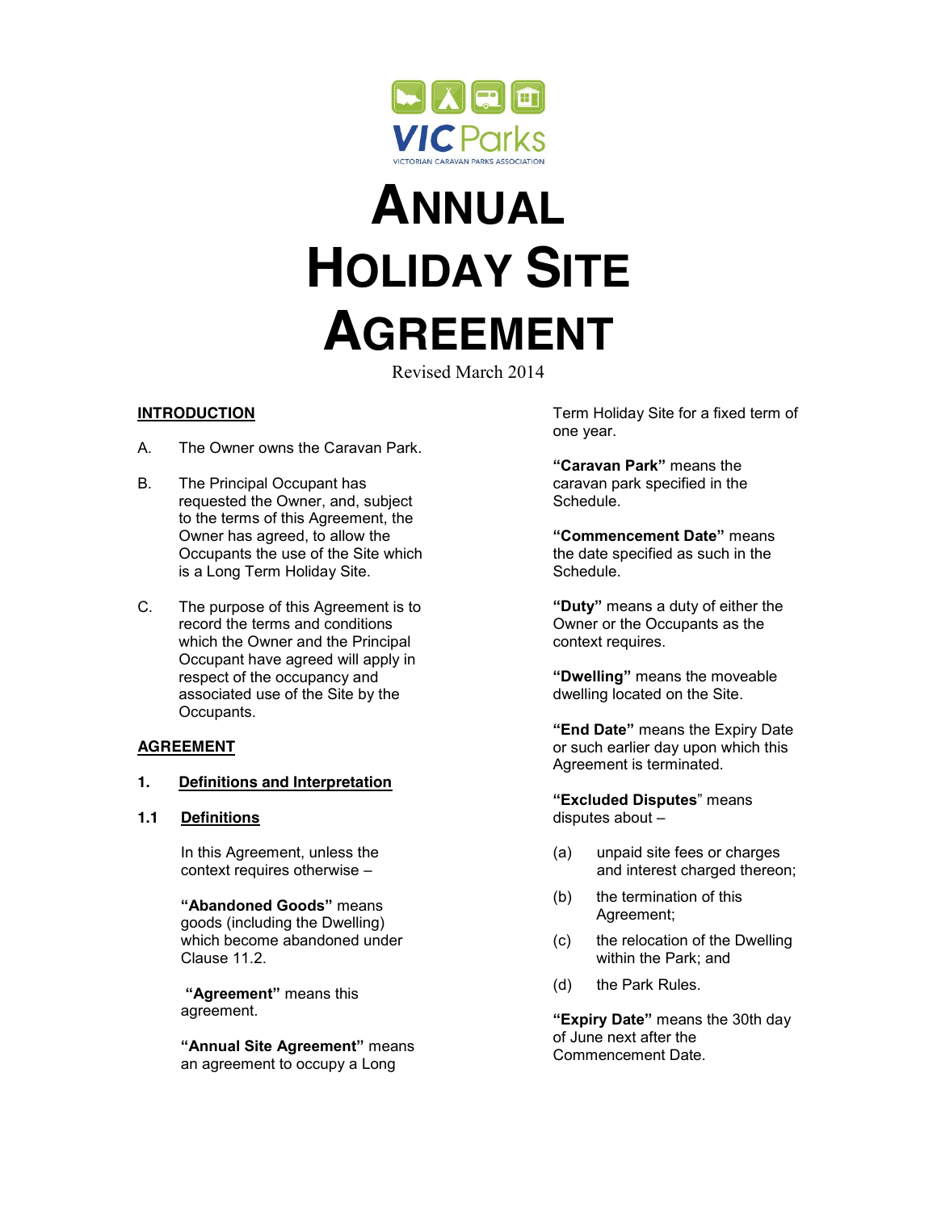VIC Parks

VICTORIAN CARAVAN PARKS ASSOCIATION

# ANNUAL HOLIDAY SITE AGREEMENT

Revised March 2014

## INTRODUCTION

A. The Owner owns the Caravan Park.

B. The Principal Occupant has requested the Owner, and, subject to the terms of this Agreement, the Owner has agreed, to allow the Occupants the use of the Site which is a Long Term Holiday Site.

C. The purpose of this Agreement is to record the terms and conditions which the Owner and the Principal Occupant have agreed will apply in respect of the occupancy and associated use of the Site by the Occupants.

## AGREEMENT

### 1. Definitions and Interpretation

#### 1.1 Definitions

In this Agreement, unless the context requires otherwise –

**"Abandoned Goods"** means goods (including the Dwelling) which become abandoned under Clause 11.2.

**"Agreement"** means this agreement.

**"Annual Site Agreement"** means an agreement to occupy a Long Term Holiday Site for a fixed term of one year.

**"Caravan Park"** means the caravan park specified in the Schedule.

**"Commencement Date"** means the date specified as such in the Schedule.

**"Duty"** means a duty of either the Owner or the Occupants as the context requires.

**"Dwelling"** means the moveable dwelling located on the Site.

**"End Date"** means the Expiry Date or such earlier day upon which this Agreement is terminated.

**"Excluded Disputes"** means disputes about –

(a) unpaid site fees or charges and interest charged thereon;

(b) the termination of this Agreement;

(c) the relocation of the Dwelling within the Park; and

(d) the Park Rules.

**"Expiry Date"** means the 30th day of June next after the Commencement Date.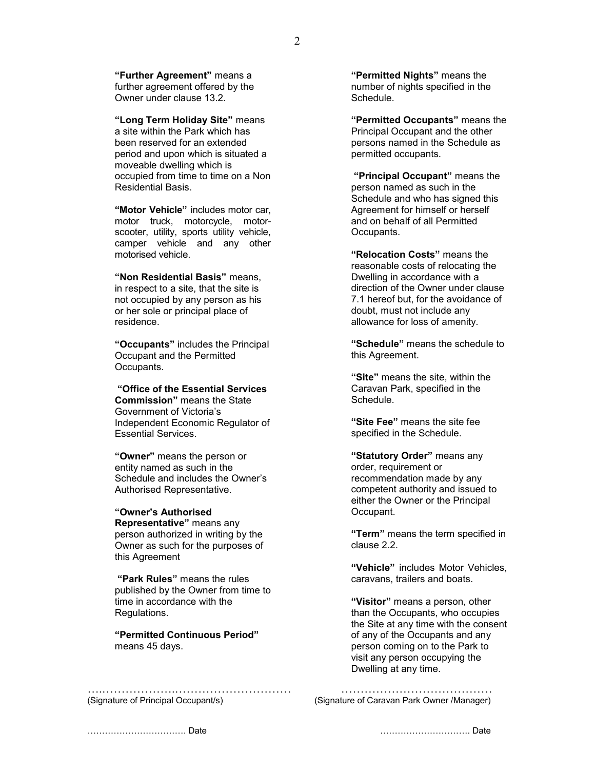**"Further Agreement"** means a further agreement offered by the Owner under clause 13.2.

**"Long Term Holiday Site"** means a site within the Park which has been reserved for an extended period and upon which is situated a moveable dwelling which is occupied from time to time on a Non Residential Basis.

**"Motor Vehicle"** includes motor car, motor truck, motorcycle, motor-scooter, utility, sports utility vehicle, camper vehicle and any other motorised vehicle.

**"Non Residential Basis"** means, in respect to a site, that the site is not occupied by any person as his or her sole or principal place of residence.

**"Occupants"** includes the Principal Occupant and the Permitted Occupants.

**"Office of the Essential Services Commission"** means the State Government of Victoria's Independent Economic Regulator of Essential Services.

**"Owner"** means the person or entity named as such in the Schedule and includes the Owner's Authorised Representative.

**"Owner's Authorised Representative"** means any person authorized in writing by the Owner as such for the purposes of this Agreement

**"Park Rules"** means the rules published by the Owner from time to time in accordance with the Regulations.

**"Permitted Continuous Period"** means 45 days.

**"Permitted Nights"** means the number of nights specified in the Schedule.

**"Permitted Occupants"** means the Principal Occupant and the other persons named in the Schedule as permitted occupants.

**"Principal Occupant"** means the person named as such in the Schedule and who has signed this Agreement for himself or herself and on behalf of all Permitted Occupants.

**"Relocation Costs"** means the reasonable costs of relocating the Dwelling in accordance with a direction of the Owner under clause 7.1 hereof but, for the avoidance of doubt, must not include any allowance for loss of amenity.

**"Schedule"** means the schedule to this Agreement.

**"Site"** means the site, within the Caravan Park, specified in the Schedule.

**"Site Fee"** means the site fee specified in the Schedule.

**"Statutory Order"** means any order, requirement or recommendation made by any competent authority and issued to either the Owner or the Principal Occupant.

**"Term"** means the term specified in clause 2.2.

**"Vehicle"** includes Motor Vehicles, caravans, trailers and boats.

**"Visitor"** means a person, other than the Occupants, who occupies the Site at any time with the consent of any of the Occupants and any person coming on to the Park to visit any person occupying the Dwelling at any time.

……………………………………………………
(Signature of Principal Occupant/s)

……………………………………
(Signature of Caravan Park Owner /Manager)

…………………………… Date

………………………… Date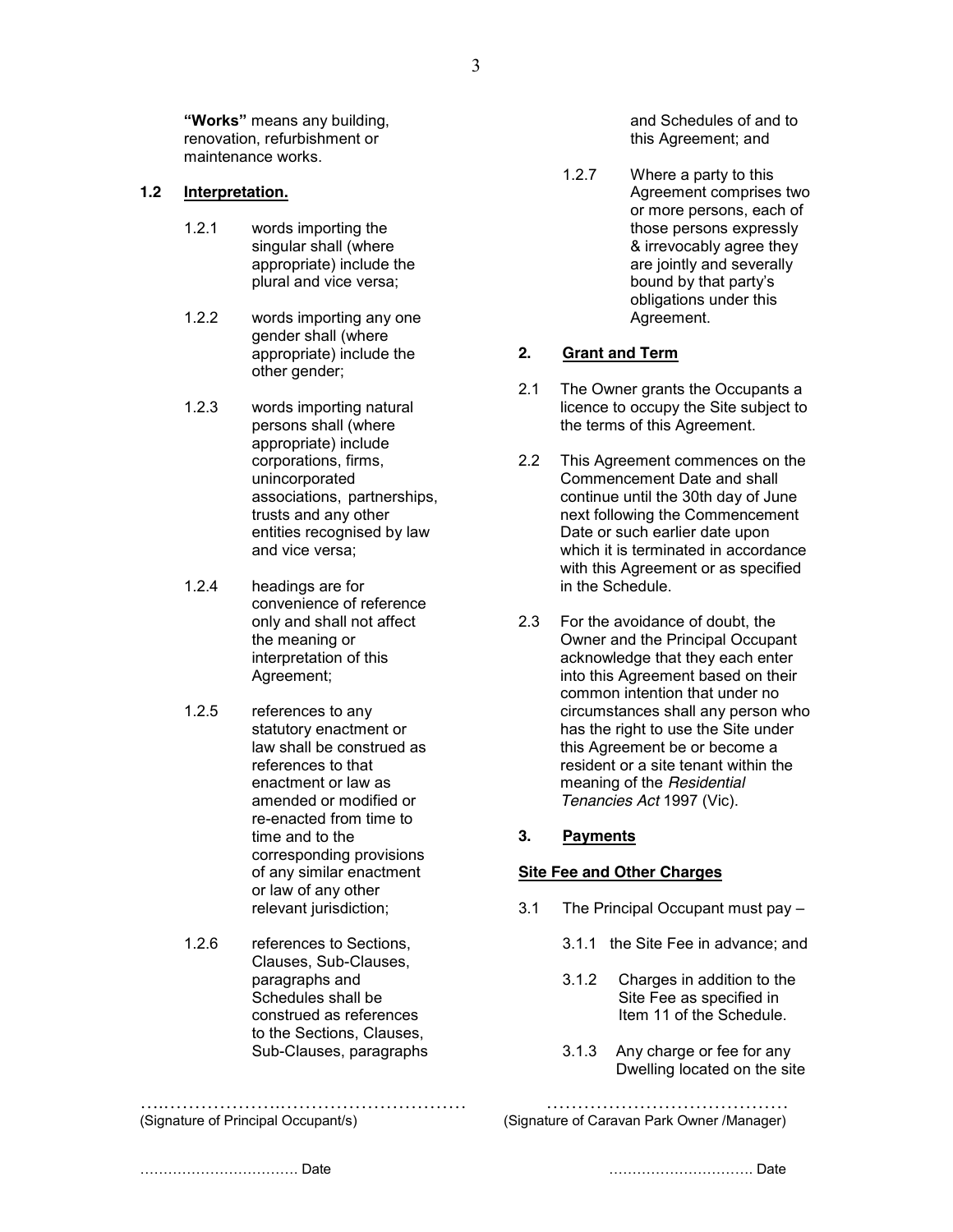**"Works"** means any building, renovation, refurbishment or maintenance works.

**1.2 Interpretation.**

1.2.1 words importing the singular shall (where appropriate) include the plural and vice versa;

1.2.2 words importing any one gender shall (where appropriate) include the other gender;

1.2.3 words importing natural persons shall (where appropriate) include corporations, firms, unincorporated associations, partnerships, trusts and any other entities recognised by law and vice versa;

1.2.4 headings are for convenience of reference only and shall not affect the meaning or interpretation of this Agreement;

1.2.5 references to any statutory enactment or law shall be construed as references to that enactment or law as amended or modified or re-enacted from time to time and to the corresponding provisions of any similar enactment or law of any other relevant jurisdiction;

1.2.6 references to Sections, Clauses, Sub-Clauses, paragraphs and Schedules shall be construed as references to the Sections, Clauses, Sub-Clauses, paragraphs and Schedules of and to this Agreement; and

1.2.7 Where a party to this Agreement comprises two or more persons, each of those persons expressly & irrevocably agree they are jointly and severally bound by that party's obligations under this Agreement.

**2. Grant and Term**

2.1 The Owner grants the Occupants a licence to occupy the Site subject to the terms of this Agreement.

2.2 This Agreement commences on the Commencement Date and shall continue until the 30th day of June next following the Commencement Date or such earlier date upon which it is terminated in accordance with this Agreement or as specified in the Schedule.

2.3 For the avoidance of doubt, the Owner and the Principal Occupant acknowledge that they each enter into this Agreement based on their common intention that under no circumstances shall any person who has the right to use the Site under this Agreement be or become a resident or a site tenant within the meaning of the *Residential Tenancies Act* 1997 (Vic).

**3. Payments**

**Site Fee and Other Charges**

3.1 The Principal Occupant must pay –

3.1.1 the Site Fee in advance; and

3.1.2 Charges in addition to the Site Fee as specified in Item 11 of the Schedule.

3.1.3 Any charge or fee for any Dwelling located on the site

…………………………………………………… (Signature of Principal Occupant/s) …………………………………… (Signature of Caravan Park Owner /Manager)

…………………………… Date …………………………. Date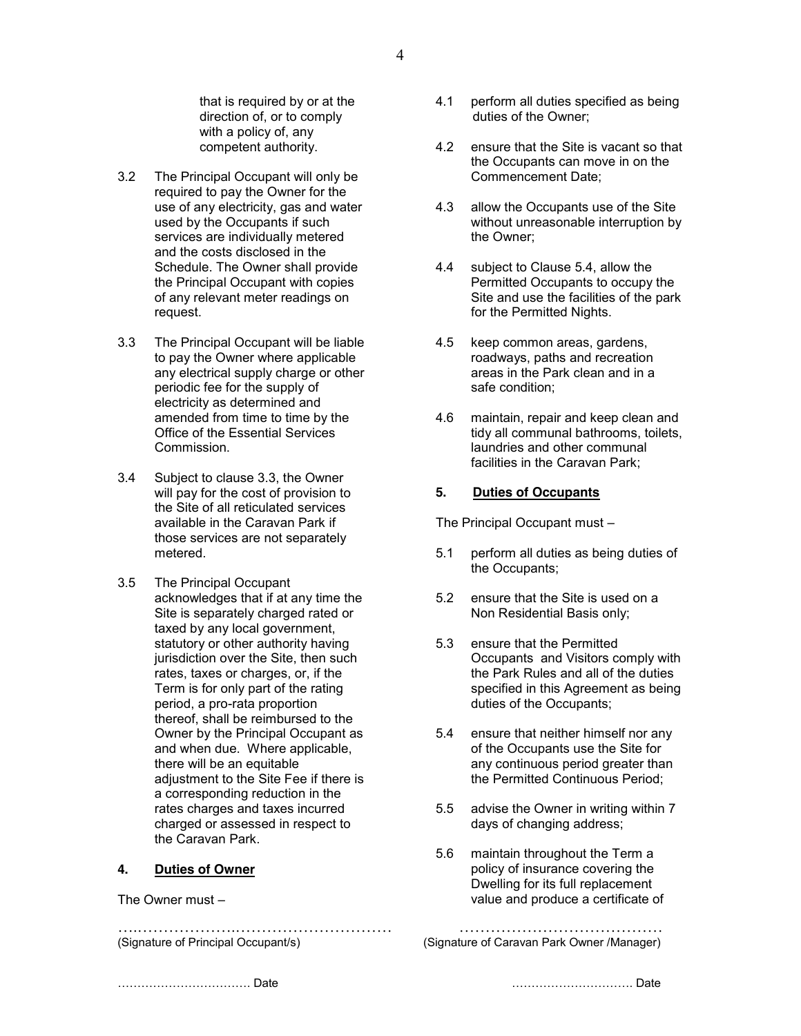that is required by or at the direction of, or to comply with a policy of, any competent authority.

3.2 The Principal Occupant will only be required to pay the Owner for the use of any electricity, gas and water used by the Occupants if such services are individually metered and the costs disclosed in the Schedule. The Owner shall provide the Principal Occupant with copies of any relevant meter readings on request.

3.3 The Principal Occupant will be liable to pay the Owner where applicable any electrical supply charge or other periodic fee for the supply of electricity as determined and amended from time to time by the Office of the Essential Services Commission.

3.4 Subject to clause 3.3, the Owner will pay for the cost of provision to the Site of all reticulated services available in the Caravan Park if those services are not separately metered.

3.5 The Principal Occupant acknowledges that if at any time the Site is separately charged rated or taxed by any local government, statutory or other authority having jurisdiction over the Site, then such rates, taxes or charges, or, if the Term is for only part of the rating period, a pro-rata proportion thereof, shall be reimbursed to the Owner by the Principal Occupant as and when due. Where applicable, there will be an equitable adjustment to the Site Fee if there is a corresponding reduction in the rates charges and taxes incurred charged or assessed in respect to the Caravan Park.

## 4. Duties of Owner

The Owner must –

4.1 perform all duties specified as being duties of the Owner;

4.2 ensure that the Site is vacant so that the Occupants can move in on the Commencement Date;

4.3 allow the Occupants use of the Site without unreasonable interruption by the Owner;

4.4 subject to Clause 5.4, allow the Permitted Occupants to occupy the Site and use the facilities of the park for the Permitted Nights.

4.5 keep common areas, gardens, roadways, paths and recreation areas in the Park clean and in a safe condition;

4.6 maintain, repair and keep clean and tidy all communal bathrooms, toilets, laundries and other communal facilities in the Caravan Park;

## 5. Duties of Occupants

The Principal Occupant must –

5.1 perform all duties as being duties of the Occupants;

5.2 ensure that the Site is used on a Non Residential Basis only;

5.3 ensure that the Permitted Occupants and Visitors comply with the Park Rules and all of the duties specified in this Agreement as being duties of the Occupants;

5.4 ensure that neither himself nor any of the Occupants use the Site for any continuous period greater than the Permitted Continuous Period;

5.5 advise the Owner in writing within 7 days of changing address;

5.6 maintain throughout the Term a policy of insurance covering the Dwelling for its full replacement value and produce a certificate of

…………………………………………………………
(Signature of Principal Occupant/s)

……………………………………
(Signature of Caravan Park Owner /Manager)

…………………………… Date

………………………… Date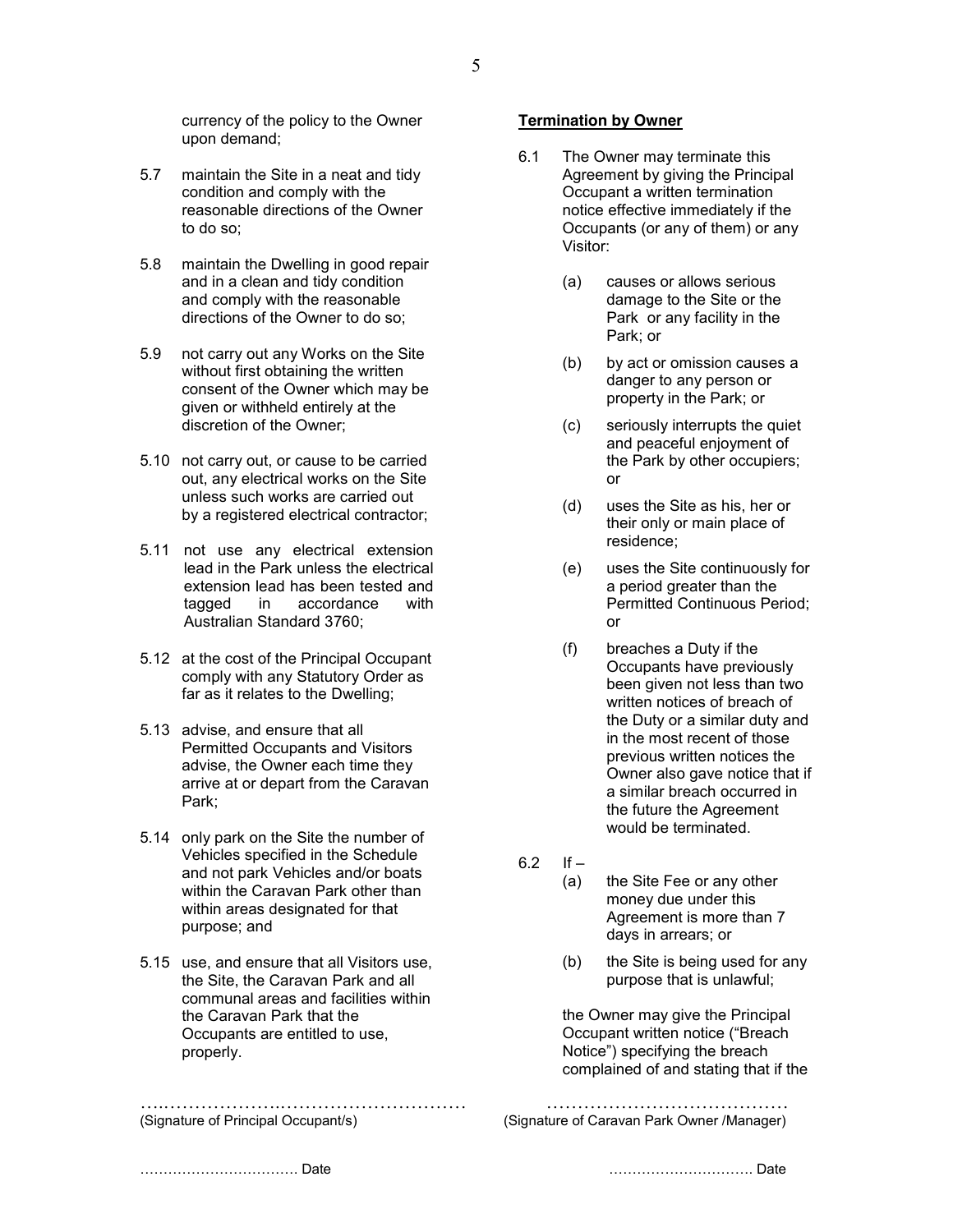currency of the policy to the Owner upon demand;

5.7 maintain the Site in a neat and tidy condition and comply with the reasonable directions of the Owner to do so;

5.8 maintain the Dwelling in good repair and in a clean and tidy condition and comply with the reasonable directions of the Owner to do so;

5.9 not carry out any Works on the Site without first obtaining the written consent of the Owner which may be given or withheld entirely at the discretion of the Owner;

5.10 not carry out, or cause to be carried out, any electrical works on the Site unless such works are carried out by a registered electrical contractor;

5.11 not use any electrical extension lead in the Park unless the electrical extension lead has been tested and tagged in accordance with Australian Standard 3760;

5.12 at the cost of the Principal Occupant comply with any Statutory Order as far as it relates to the Dwelling;

5.13 advise, and ensure that all Permitted Occupants and Visitors advise, the Owner each time they arrive at or depart from the Caravan Park;

5.14 only park on the Site the number of Vehicles specified in the Schedule and not park Vehicles and/or boats within the Caravan Park other than within areas designated for that purpose; and

5.15 use, and ensure that all Visitors use, the Site, the Caravan Park and all communal areas and facilities within the Caravan Park that the Occupants are entitled to use, properly.

**Termination by Owner**

6.1 The Owner may terminate this Agreement by giving the Principal Occupant a written termination notice effective immediately if the Occupants (or any of them) or any Visitor:

(a) causes or allows serious damage to the Site or the Park or any facility in the Park; or

(b) by act or omission causes a danger to any person or property in the Park; or

(c) seriously interrupts the quiet and peaceful enjoyment of the Park by other occupiers; or

(d) uses the Site as his, her or their only or main place of residence;

(e) uses the Site continuously for a period greater than the Permitted Continuous Period; or

(f) breaches a Duty if the Occupants have previously been given not less than two written notices of breach of the Duty or a similar duty and in the most recent of those previous written notices the Owner also gave notice that if a similar breach occurred in the future the Agreement would be terminated.

6.2 If –

(a) the Site Fee or any other money due under this Agreement is more than 7 days in arrears; or

(b) the Site is being used for any purpose that is unlawful;

the Owner may give the Principal Occupant written notice ("Breach Notice") specifying the breach complained of and stating that if the

……………………………………………………… (Signature of Principal Occupant/s) ……………………………………… (Signature of Caravan Park Owner /Manager)

…………………………… Date ………………………… Date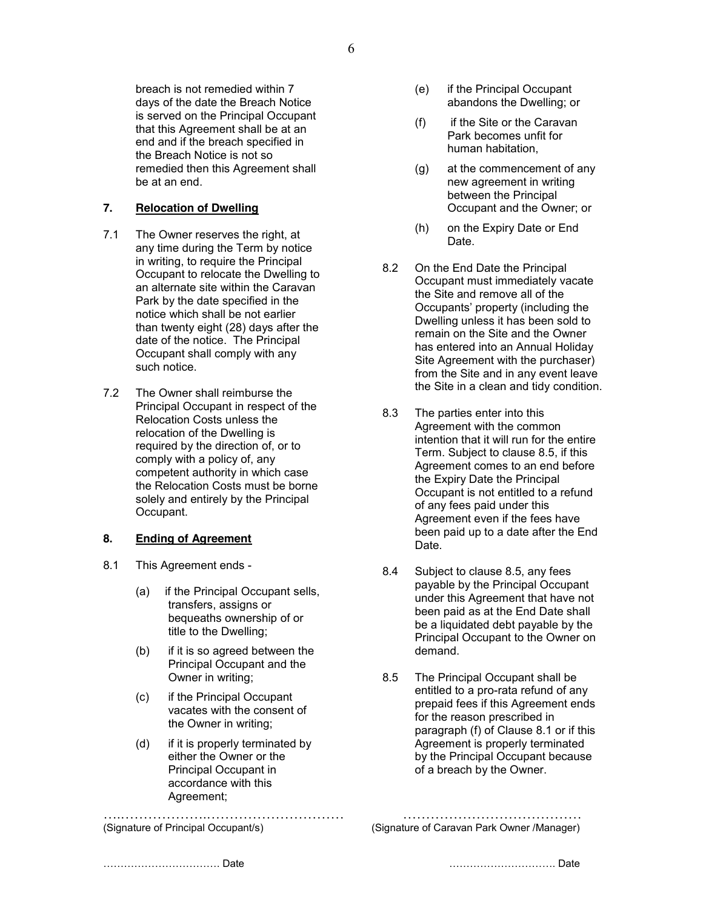breach is not remedied within 7 days of the date the Breach Notice is served on the Principal Occupant that this Agreement shall be at an end and if the breach specified in the Breach Notice is not so remedied then this Agreement shall be at an end.

## 7. Relocation of Dwelling

7.1 The Owner reserves the right, at any time during the Term by notice in writing, to require the Principal Occupant to relocate the Dwelling to an alternate site within the Caravan Park by the date specified in the notice which shall be not earlier than twenty eight (28) days after the date of the notice. The Principal Occupant shall comply with any such notice.

7.2 The Owner shall reimburse the Principal Occupant in respect of the Relocation Costs unless the relocation of the Dwelling is required by the direction of, or to comply with a policy of, any competent authority in which case the Relocation Costs must be borne solely and entirely by the Principal Occupant.

## 8. Ending of Agreement

8.1 This Agreement ends -

(a) if the Principal Occupant sells, transfers, assigns or bequeaths ownership of or title to the Dwelling;

(b) if it is so agreed between the Principal Occupant and the Owner in writing;

(c) if the Principal Occupant vacates with the consent of the Owner in writing;

(d) if it is properly terminated by either the Owner or the Principal Occupant in accordance with this Agreement;

(e) if the Principal Occupant abandons the Dwelling; or

(f) if the Site or the Caravan Park becomes unfit for human habitation,

(g) at the commencement of any new agreement in writing between the Principal Occupant and the Owner; or

(h) on the Expiry Date or End Date.

8.2 On the End Date the Principal Occupant must immediately vacate the Site and remove all of the Occupants' property (including the Dwelling unless it has been sold to remain on the Site and the Owner has entered into an Annual Holiday Site Agreement with the purchaser) from the Site and in any event leave the Site in a clean and tidy condition.

8.3 The parties enter into this Agreement with the common intention that it will run for the entire Term. Subject to clause 8.5, if this Agreement comes to an end before the Expiry Date the Principal Occupant is not entitled to a refund of any fees paid under this Agreement even if the fees have been paid up to a date after the End Date.

8.4 Subject to clause 8.5, any fees payable by the Principal Occupant under this Agreement that have not been paid as at the End Date shall be a liquidated debt payable by the Principal Occupant to the Owner on demand.

8.5 The Principal Occupant shall be entitled to a pro-rata refund of any prepaid fees if this Agreement ends for the reason prescribed in paragraph (f) of Clause 8.1 or if this Agreement is properly terminated by the Principal Occupant because of a breach by the Owner.

…..………………..……………………………… (Signature of Principal Occupant/s)

………………………………… (Signature of Caravan Park Owner /Manager)

…………………………… Date

………………………… Date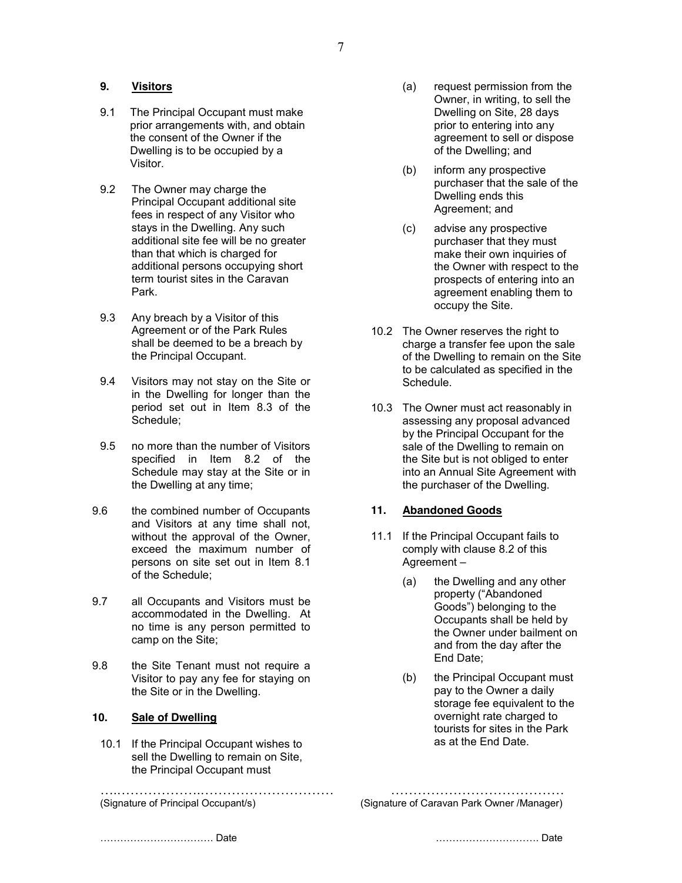## 9. Visitors

9.1 The Principal Occupant must make prior arrangements with, and obtain the consent of the Owner if the Dwelling is to be occupied by a Visitor.

9.2 The Owner may charge the Principal Occupant additional site fees in respect of any Visitor who stays in the Dwelling. Any such additional site fee will be no greater than that which is charged for additional persons occupying short term tourist sites in the Caravan Park.

9.3 Any breach by a Visitor of this Agreement or of the Park Rules shall be deemed to be a breach by the Principal Occupant.

9.4 Visitors may not stay on the Site or in the Dwelling for longer than the period set out in Item 8.3 of the Schedule;

9.5 no more than the number of Visitors specified in Item 8.2 of the Schedule may stay at the Site or in the Dwelling at any time;

9.6 the combined number of Occupants and Visitors at any time shall not, without the approval of the Owner, exceed the maximum number of persons on site set out in Item 8.1 of the Schedule;

9.7 all Occupants and Visitors must be accommodated in the Dwelling. At no time is any person permitted to camp on the Site;

9.8 the Site Tenant must not require a Visitor to pay any fee for staying on the Site or in the Dwelling.

## 10. Sale of Dwelling

10.1 If the Principal Occupant wishes to sell the Dwelling to remain on Site, the Principal Occupant must

(a) request permission from the Owner, in writing, to sell the Dwelling on Site, 28 days prior to entering into any agreement to sell or dispose of the Dwelling; and

(b) inform any prospective purchaser that the sale of the Dwelling ends this Agreement; and

(c) advise any prospective purchaser that they must make their own inquiries of the Owner with respect to the prospects of entering into an agreement enabling them to occupy the Site.

10.2 The Owner reserves the right to charge a transfer fee upon the sale of the Dwelling to remain on the Site to be calculated as specified in the Schedule.

10.3 The Owner must act reasonably in assessing any proposal advanced by the Principal Occupant for the sale of the Dwelling to remain on the Site but is not obliged to enter into an Annual Site Agreement with the purchaser of the Dwelling.

## 11. Abandoned Goods

11.1 If the Principal Occupant fails to comply with clause 8.2 of this Agreement –

(a) the Dwelling and any other property ("Abandoned Goods") belonging to the Occupants shall be held by the Owner under bailment on and from the day after the End Date;

(b) the Principal Occupant must pay to the Owner a daily storage fee equivalent to the overnight rate charged to tourists for sites in the Park as at the End Date.

………………………………………………… (Signature of Principal Occupant/s)

………………………………… (Signature of Caravan Park Owner /Manager)

…………………………… Date

………………………… Date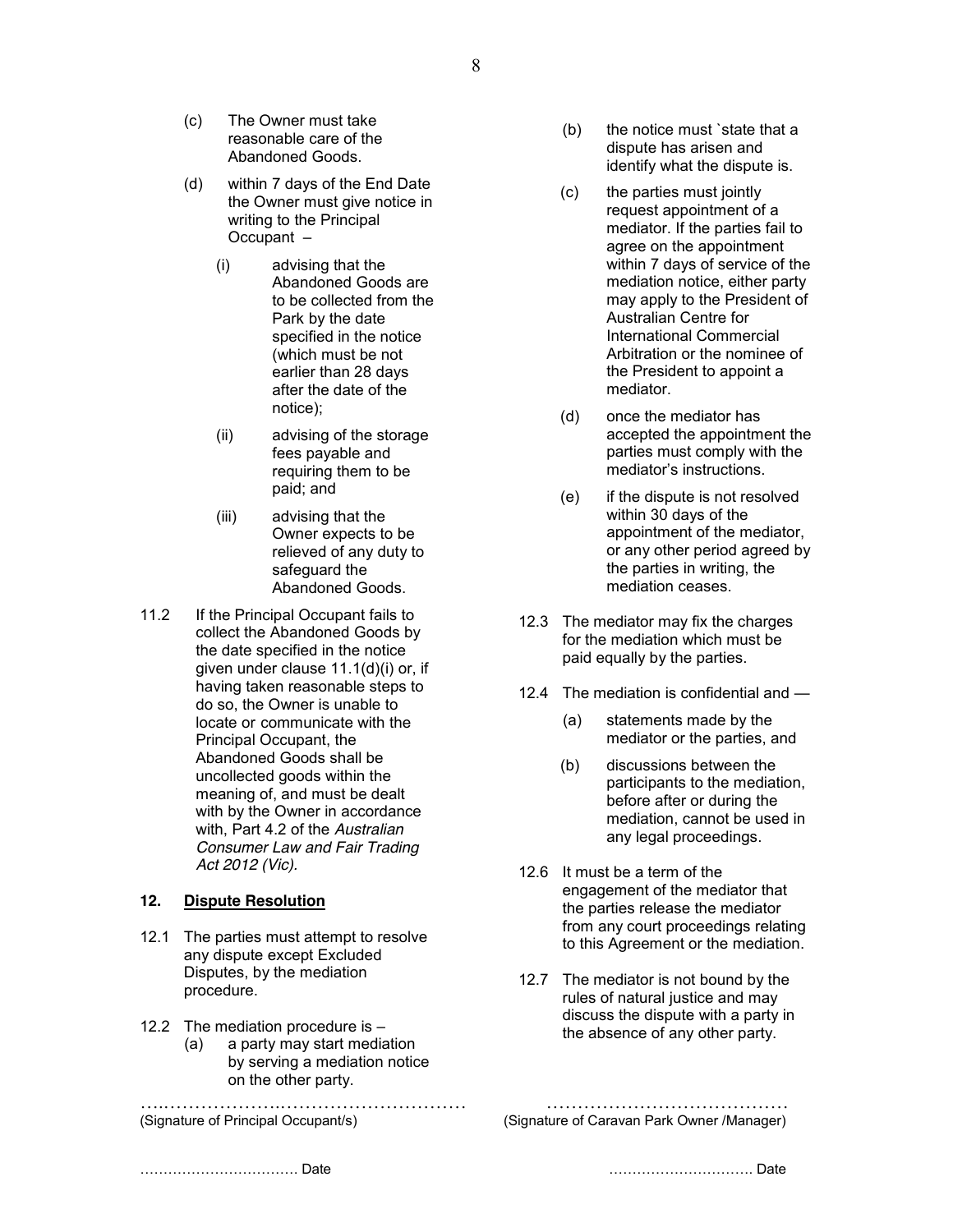(c) The Owner must take reasonable care of the Abandoned Goods.

(d) within 7 days of the End Date the Owner must give notice in writing to the Principal Occupant –

(i) advising that the Abandoned Goods are to be collected from the Park by the date specified in the notice (which must be not earlier than 28 days after the date of the notice);

(ii) advising of the storage fees payable and requiring them to be paid; and

(iii) advising that the Owner expects to be relieved of any duty to safeguard the Abandoned Goods.

11.2 If the Principal Occupant fails to collect the Abandoned Goods by the date specified in the notice given under clause 11.1(d)(i) or, if having taken reasonable steps to do so, the Owner is unable to locate or communicate with the Principal Occupant, the Abandoned Goods shall be uncollected goods within the meaning of, and must be dealt with by the Owner in accordance with, Part 4.2 of the *Australian Consumer Law and Fair Trading Act 2012 (Vic).*

## 12. Dispute Resolution

12.1 The parties must attempt to resolve any dispute except Excluded Disputes, by the mediation procedure.

12.2 The mediation procedure is –

(a) a party may start mediation by serving a mediation notice on the other party.

(b) the notice must `state that a dispute has arisen and identify what the dispute is.

(c) the parties must jointly request appointment of a mediator. If the parties fail to agree on the appointment within 7 days of service of the mediation notice, either party may apply to the President of Australian Centre for International Commercial Arbitration or the nominee of the President to appoint a mediator.

(d) once the mediator has accepted the appointment the parties must comply with the mediator's instructions.

(e) if the dispute is not resolved within 30 days of the appointment of the mediator, or any other period agreed by the parties in writing, the mediation ceases.

12.3 The mediator may fix the charges for the mediation which must be paid equally by the parties.

12.4 The mediation is confidential and —

(a) statements made by the mediator or the parties, and

(b) discussions between the participants to the mediation, before after or during the mediation, cannot be used in any legal proceedings.

12.6 It must be a term of the engagement of the mediator that the parties release the mediator from any court proceedings relating to this Agreement or the mediation.

12.7 The mediator is not bound by the rules of natural justice and may discuss the dispute with a party in the absence of any other party.

……………………………………………………… (Signature of Principal Occupant/s)

…………………………………… (Signature of Caravan Park Owner /Manager)

…………………………… Date

………………………… Date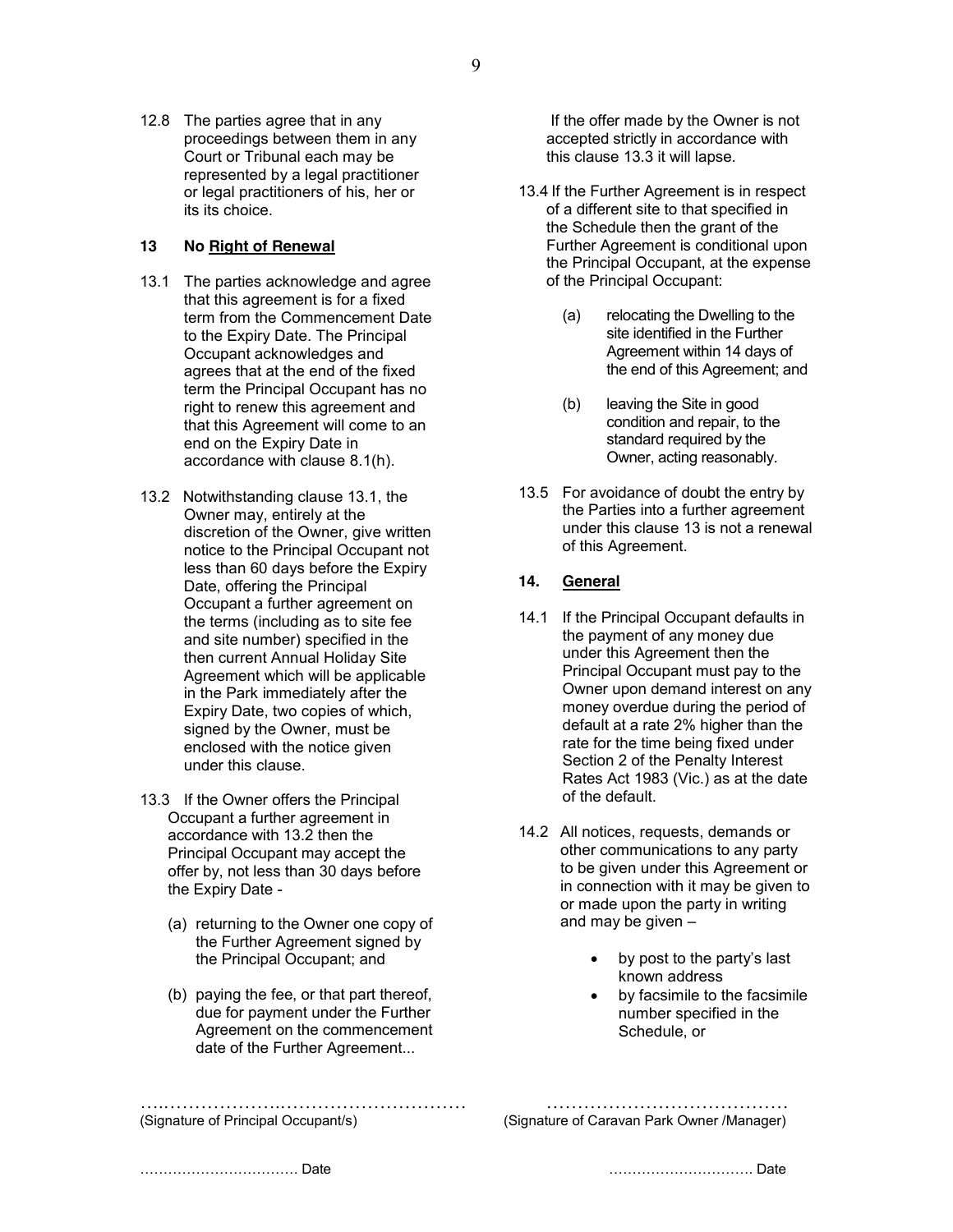12.8 The parties agree that in any proceedings between them in any Court or Tribunal each may be represented by a legal practitioner or legal practitioners of his, her or its its choice.

### 13 No Right of Renewal

13.1 The parties acknowledge and agree that this agreement is for a fixed term from the Commencement Date to the Expiry Date. The Principal Occupant acknowledges and agrees that at the end of the fixed term the Principal Occupant has no right to renew this agreement and that this Agreement will come to an end on the Expiry Date in accordance with clause 8.1(h).

13.2 Notwithstanding clause 13.1, the Owner may, entirely at the discretion of the Owner, give written notice to the Principal Occupant not less than 60 days before the Expiry Date, offering the Principal Occupant a further agreement on the terms (including as to site fee and site number) specified in the then current Annual Holiday Site Agreement which will be applicable in the Park immediately after the Expiry Date, two copies of which, signed by the Owner, must be enclosed with the notice given under this clause.

13.3 If the Owner offers the Principal Occupant a further agreement in accordance with 13.2 then the Principal Occupant may accept the offer by, not less than 30 days before the Expiry Date -

(a) returning to the Owner one copy of the Further Agreement signed by the Principal Occupant; and

(b) paying the fee, or that part thereof, due for payment under the Further Agreement on the commencement date of the Further Agreement...

If the offer made by the Owner is not accepted strictly in accordance with this clause 13.3 it will lapse.

13.4 If the Further Agreement is in respect of a different site to that specified in the Schedule then the grant of the Further Agreement is conditional upon the Principal Occupant, at the expense of the Principal Occupant:

(a) relocating the Dwelling to the site identified in the Further Agreement within 14 days of the end of this Agreement; and

(b) leaving the Site in good condition and repair, to the standard required by the Owner, acting reasonably.

13.5 For avoidance of doubt the entry by the Parties into a further agreement under this clause 13 is not a renewal of this Agreement.

### 14. General

14.1 If the Principal Occupant defaults in the payment of any money due under this Agreement then the Principal Occupant must pay to the Owner upon demand interest on any money overdue during the period of default at a rate 2% higher than the rate for the time being fixed under Section 2 of the Penalty Interest Rates Act 1983 (Vic.) as at the date of the default.

14.2 All notices, requests, demands or other communications to any party to be given under this Agreement or in connection with it may be given to or made upon the party in writing and may be given –

- by post to the party's last known address
- by facsimile to the facsimile number specified in the Schedule, or

…………………………………………………………
(Signature of Principal Occupant/s)

……………………………………
(Signature of Caravan Park Owner /Manager)

…………………………… Date

………………………… Date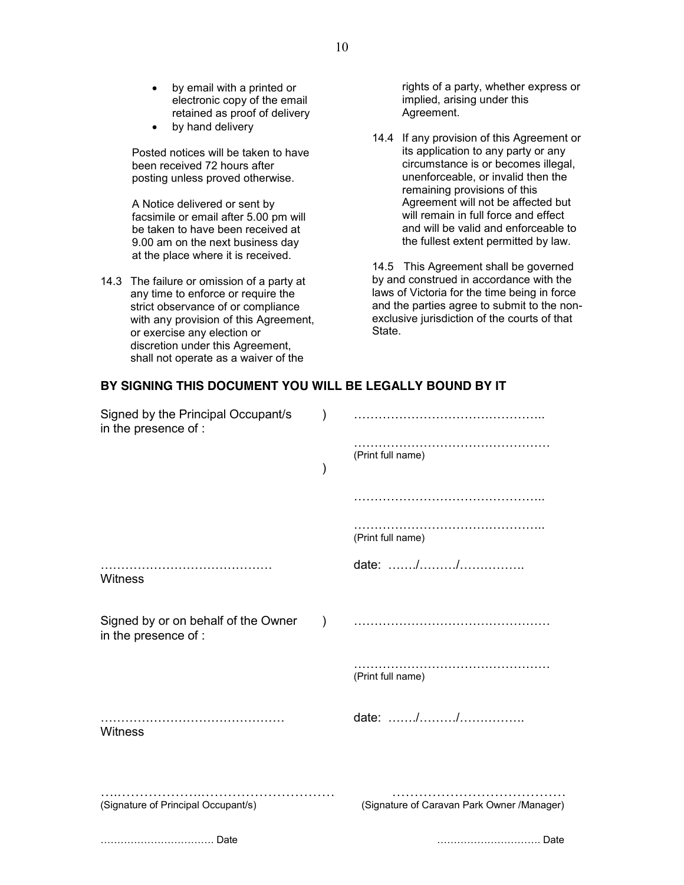- by email with a printed or electronic copy of the email retained as proof of delivery
- by hand delivery

Posted notices will be taken to have been received 72 hours after posting unless proved otherwise.

A Notice delivered or sent by facsimile or email after 5.00 pm will be taken to have been received at 9.00 am on the next business day at the place where it is received.

14.3 The failure or omission of a party at any time to enforce or require the strict observance of or compliance with any provision of this Agreement, or exercise any election or discretion under this Agreement, shall not operate as a waiver of the rights of a party, whether express or implied, arising under this Agreement.

14.4 If any provision of this Agreement or its application to any party or any circumstance is or becomes illegal, unenforceable, or invalid then the remaining provisions of this Agreement will not be affected but will remain in full force and effect and will be valid and enforceable to the fullest extent permitted by law.

14.5 This Agreement shall be governed by and construed in accordance with the laws of Victoria for the time being in force and the parties agree to submit to the non-exclusive jurisdiction of the courts of that State.

**BY SIGNING THIS DOCUMENT YOU WILL BE LEGALLY BOUND BY IT**

Signed by the Principal Occupant/s in the presence of : ) ………………………………………..

………………………………………… (Print full name) )

………………………………………..

……………………………………….. (Print full name)

…………………………………… Witness

date: ……./………/…………….

Signed by or on behalf of the Owner in the presence of : ) …………………………………………

………………………………………… (Print full name)

……………………………………… Witness

date: ……./………/…………….

….……………….………………………… (Signature of Principal Occupant/s)

………………………………… (Signature of Caravan Park Owner /Manager)

…………………………… Date

………………………… Date